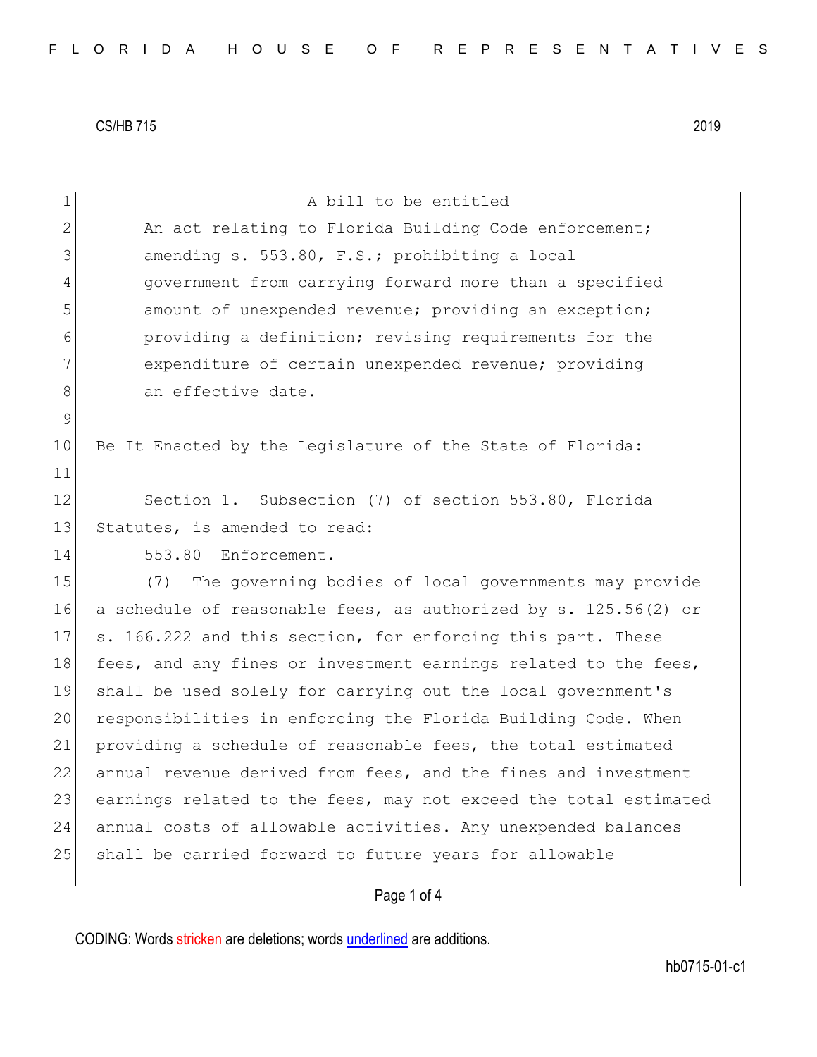A bill to be entitled

An act relating to Florida Building Code enforcement; amending s. 553.80, F.S.; prohibiting a local government from carrying forward more than a specified amount of unexpended revenue; providing an exception; providing a definition; revising requirements for the expenditure of certain unexpended revenue; providing an effective date.

Be It Enacted by the Legislature of the State of Florida:

Section 1. Subsection (7) of section 553.80, Florida Statutes, is amended to read:

553.80 Enforcement.—

(7) The governing bodies of local governments may provide a schedule of reasonable fees, as authorized by s. 125.56(2) or s. 166.222 and this section, for enforcing this part. These fees, and any fines or investment earnings related to the fees, shall be used solely for carrying out the local government's responsibilities in enforcing the Florida Building Code. When providing a schedule of reasonable fees, the total estimated annual revenue derived from fees, and the fines and investment earnings related to the fees, may not exceed the total estimated annual costs of allowable activities. Any unexpended balances shall be carried forward to future years for allowable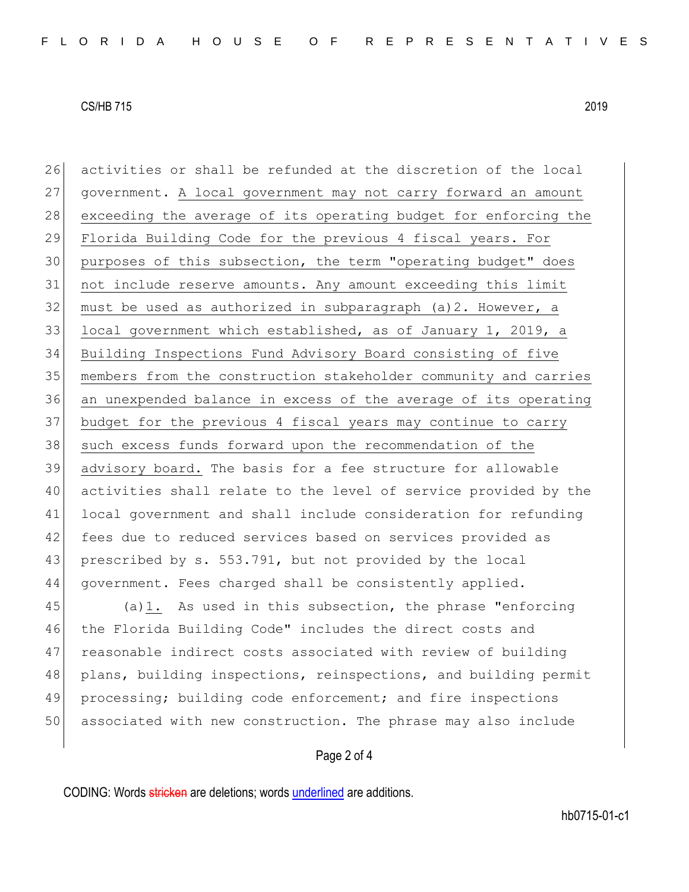activities or shall be refunded at the discretion of the local government. <u>A local government may not carry forward an amount exceeding the average of its operating budget for enforcing the Florida Building Code for the previous 4 fiscal years. For purposes of this subsection, the term "operating budget" does not include reserve amounts. Any amount exceeding this limit must be used as authorized in subparagraph (a)2. However, a local government which established, as of January 1, 2019, a Building Inspections Fund Advisory Board consisting of five members from the construction stakeholder community and carries an unexpended balance in excess of the average of its operating budget for the previous 4 fiscal years may continue to carry such excess funds forward upon the recommendation of the advisory board.</u> The basis for a fee structure for allowable activities shall relate to the level of service provided by the local government and shall include consideration for refunding fees due to reduced services based on services provided as prescribed by s. 553.791, but not provided by the local government. Fees charged shall be consistently applied.

(a)<u>1.</u> As used in this subsection, the phrase "enforcing the Florida Building Code" includes the direct costs and reasonable indirect costs associated with review of building plans, building inspections, reinspections, and building permit processing; building code enforcement; and fire inspections associated with new construction. The phrase may also include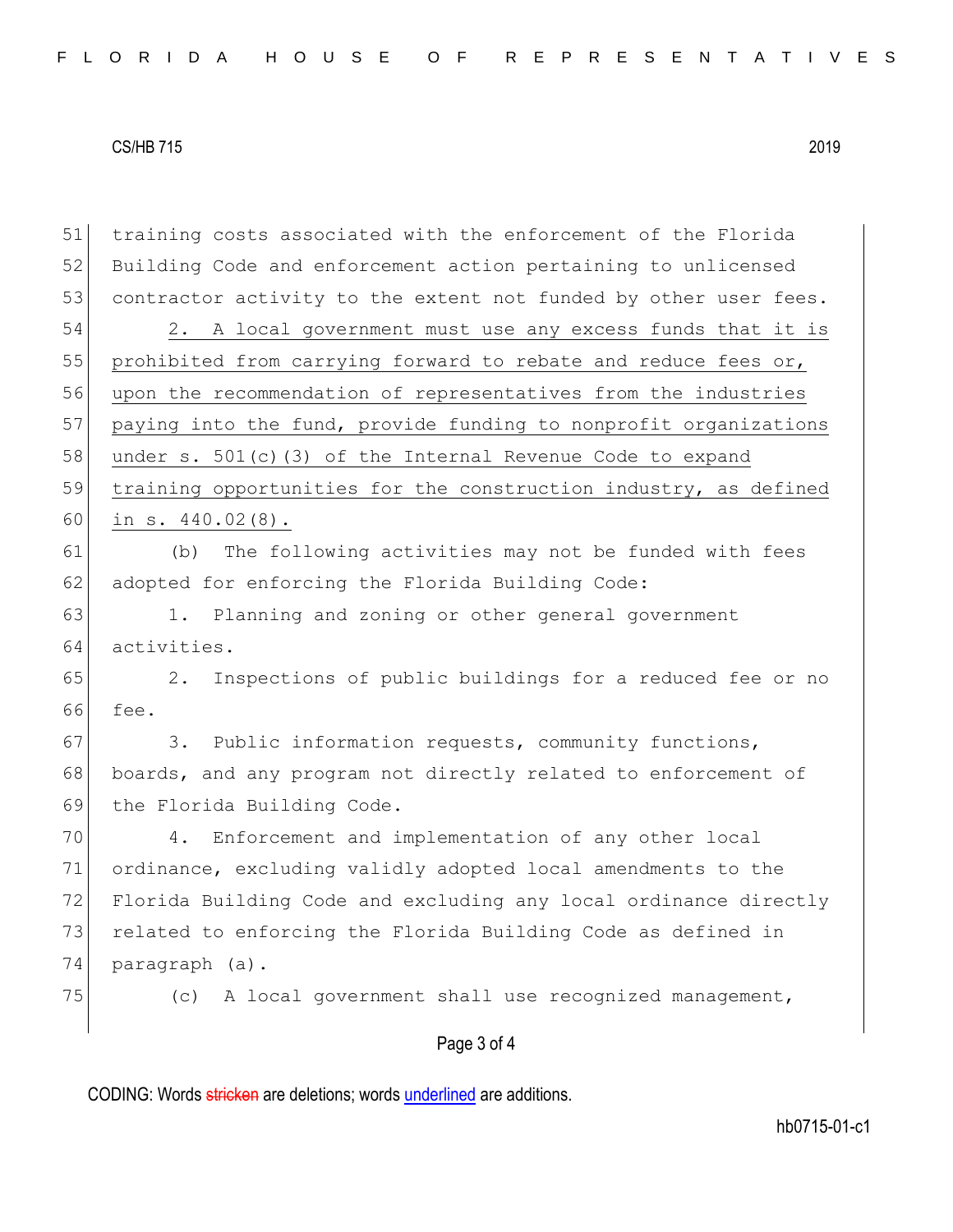training costs associated with the enforcement of the Florida Building Code and enforcement action pertaining to unlicensed contractor activity to the extent not funded by other user fees.

2. A local government must use any excess funds that it is prohibited from carrying forward to rebate and reduce fees or, upon the recommendation of representatives from the industries paying into the fund, provide funding to nonprofit organizations under s. 501(c)(3) of the Internal Revenue Code to expand training opportunities for the construction industry, as defined in s. 440.02(8).

(b) The following activities may not be funded with fees adopted for enforcing the Florida Building Code:

1. Planning and zoning or other general government activities.

2. Inspections of public buildings for a reduced fee or no fee.

3. Public information requests, community functions, boards, and any program not directly related to enforcement of the Florida Building Code.

4. Enforcement and implementation of any other local ordinance, excluding validly adopted local amendments to the Florida Building Code and excluding any local ordinance directly related to enforcing the Florida Building Code as defined in paragraph (a).

(c) A local government shall use recognized management,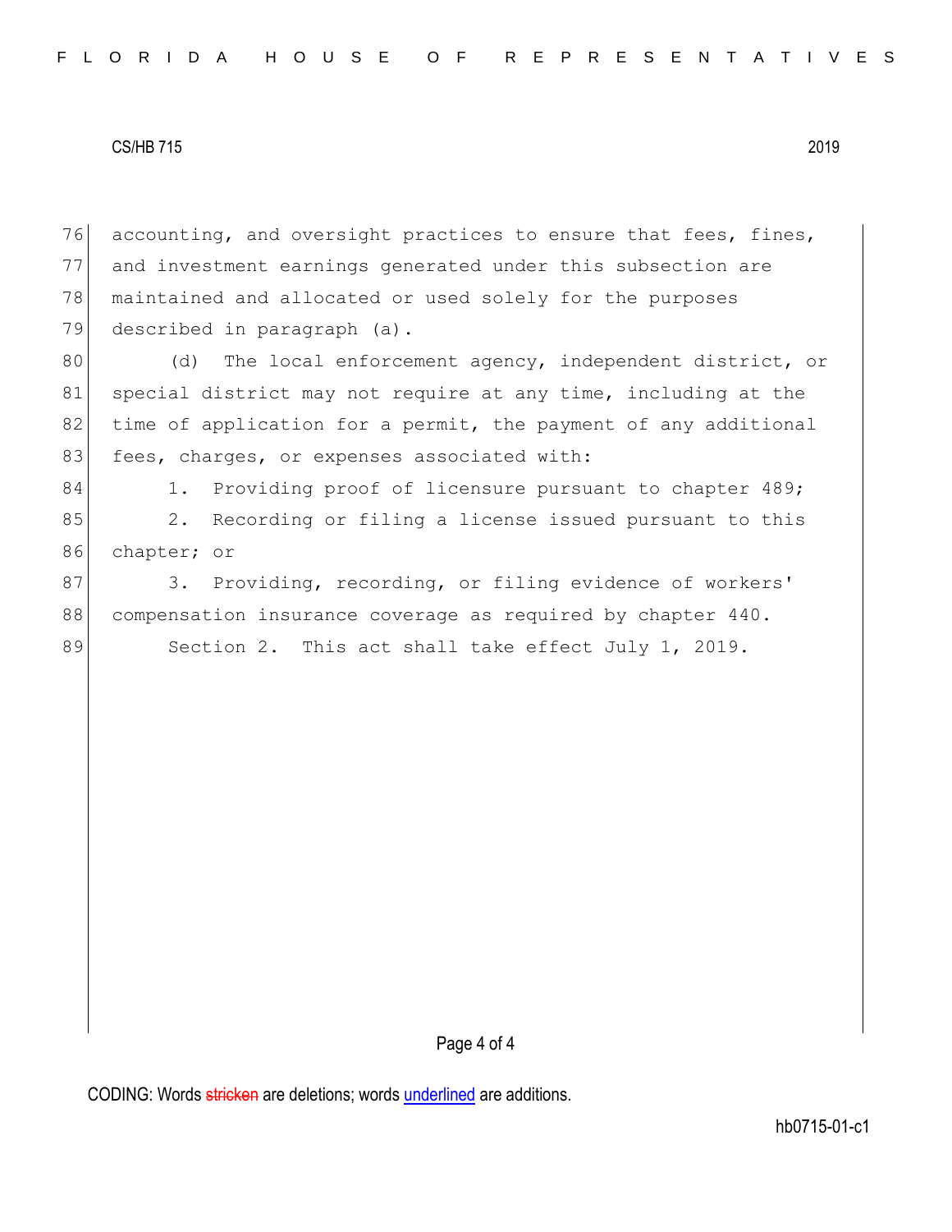accounting, and oversight practices to ensure that fees, fines, and investment earnings generated under this subsection are maintained and allocated or used solely for the purposes described in paragraph (a).

(d) The local enforcement agency, independent district, or special district may not require at any time, including at the time of application for a permit, the payment of any additional fees, charges, or expenses associated with:

1. Providing proof of licensure pursuant to chapter 489;
2. Recording or filing a license issued pursuant to this chapter; or
3. Providing, recording, or filing evidence of workers' compensation insurance coverage as required by chapter 440.

Section 2. This act shall take effect July 1, 2019.